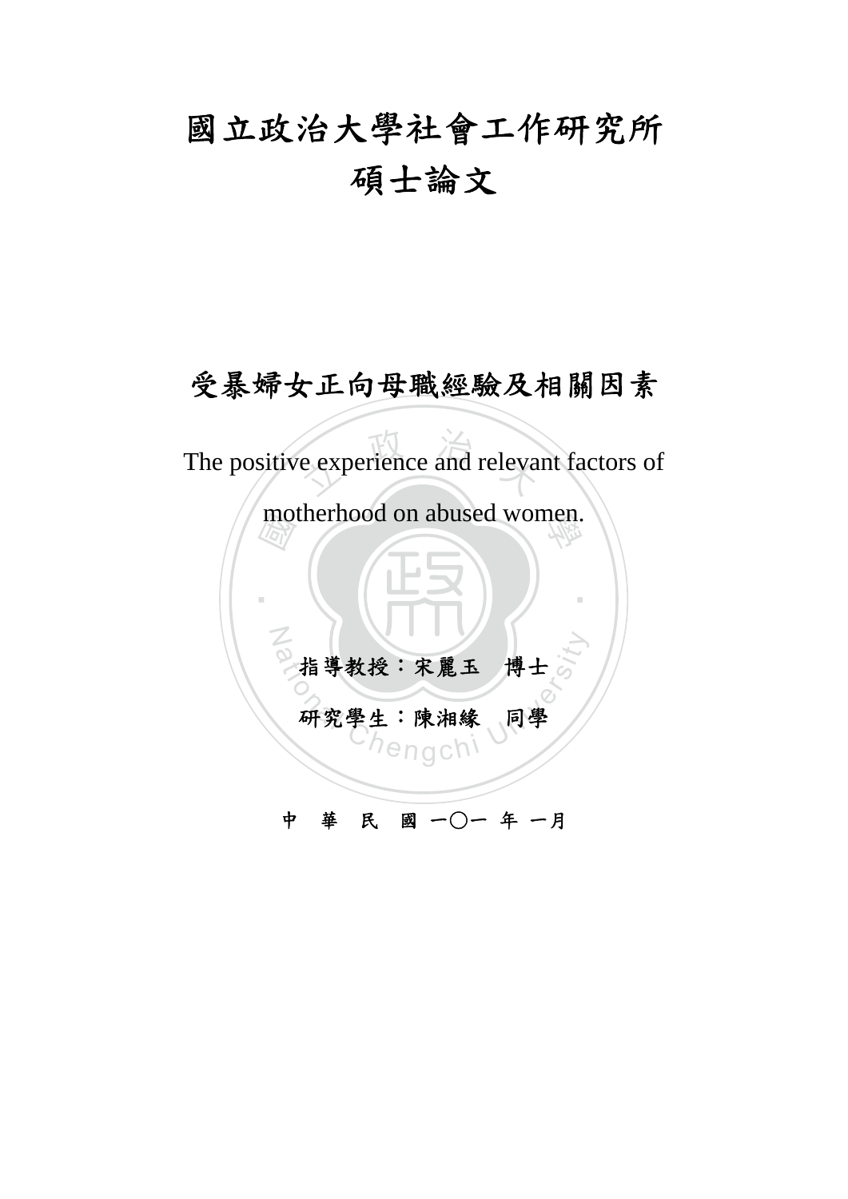# 國立政治大學社會工作研究所

# 碩士論文

## 受暴婦女正向母職經驗及相關因素

The positive experience and relevant factors of motherhood on abused women.

指導教授：宋麗玉　博士

研究學生：陳湘緣　同學

中　華　民　國 一〇一 年 一月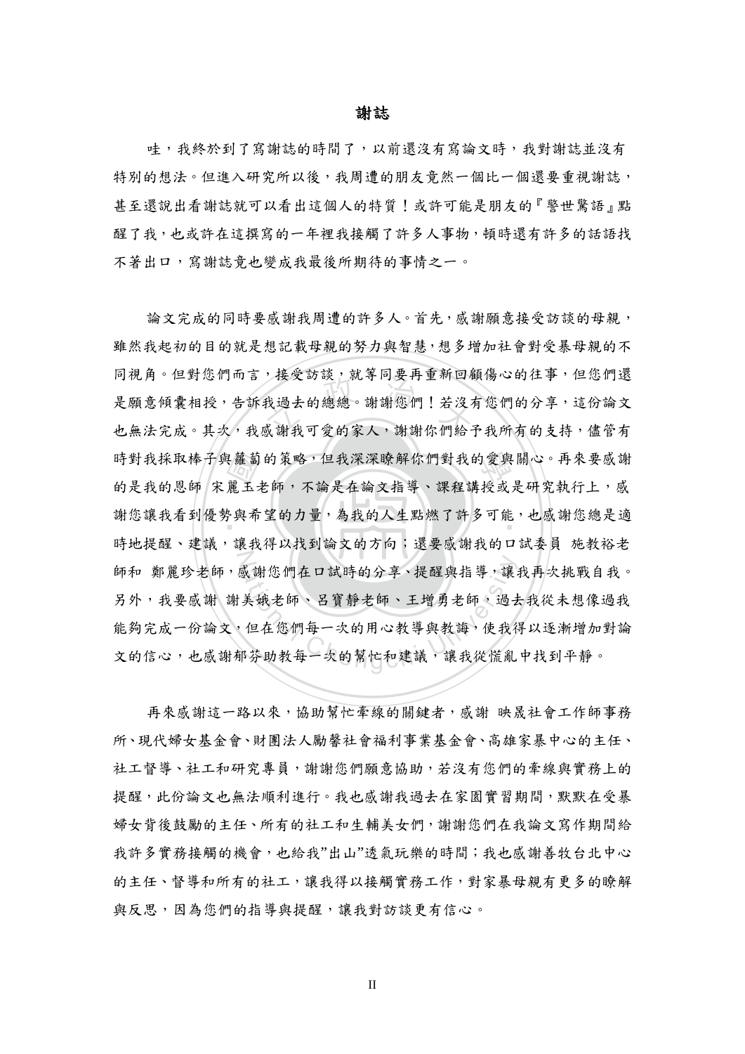# 謝誌

哇，我終於到了寫謝誌的時間了，以前還沒有寫論文時，我對謝誌並沒有特別的想法。但進入研究所以後，我周遭的朋友竟然一個比一個還要重視謝誌，甚至還說出看謝誌就可以看出這個人的特質！或許可能是朋友的『警世驚語』點醒了我，也或許在這撰寫的一年裡我接觸了許多人事物，頓時還有許多的話語找不著出口，寫謝誌竟也變成我最後所期待的事情之一。

論文完成的同時要感謝我周遭的許多人。首先，感謝願意接受訪談的母親，雖然我起初的目的就是想記載母親的努力與智慧，想多增加社會對受暴母親的不同視角。但對您們而言，接受訪談，就等同要再重新回顧傷心的往事，但您們還是願意傾囊相授，告訴我過去的總總。謝謝您們！若沒有您們的分享，這份論文也無法完成。其次，我感謝我可愛的家人，謝謝你們給予我所有的支持，儘管有時對我採取棒子與蘿蔔的策略，但我深深瞭解你們對我的愛與關心。再來要感謝的是我的恩師 宋麗玉老師，不論是在論文指導、課程講授或是研究執行上，感謝您讓我看到優勢與希望的力量，為我的人生點燃了許多可能，也感謝您總是適時地提醒、建議，讓我得以找到論文的方向；還要感謝我的口試委員 施教裕老師和 鄭麗珍老師，感謝您們在口試時的分享、提醒與指導，讓我再次挑戰自我。另外，我要感謝 謝美娥老師、呂寶靜老師、王增勇老師，過去我從未想像過我能夠完成一份論文，但在您們每一次的用心教導與教誨，使我得以逐漸增加對論文的信心，也感謝郁芬助教每一次的幫忙和建議，讓我從慌亂中找到平靜。

再來感謝這一路以來，協助幫忙牽線的關鍵者，感謝 映晟社會工作師事務所、現代婦女基金會、財團法人勵馨社會福利事業基金會、高雄家暴中心的主任、社工督導、社工和研究專員，謝謝您們願意協助，若沒有您們的牽線與實務上的提醒，此份論文也無法順利進行。我也感謝我過去在家園實習期間，默默在受暴婦女背後鼓勵的主任、所有的社工和生輔美女們，謝謝您們在我論文寫作期間給我許多實務接觸的機會，也給我"出山"透氣玩樂的時間；我也感謝善牧台北中心的主任、督導和所有的社工，讓我得以接觸實務工作，對家暴母親有更多的瞭解與反思，因為您們的指導與提醒，讓我對訪談更有信心。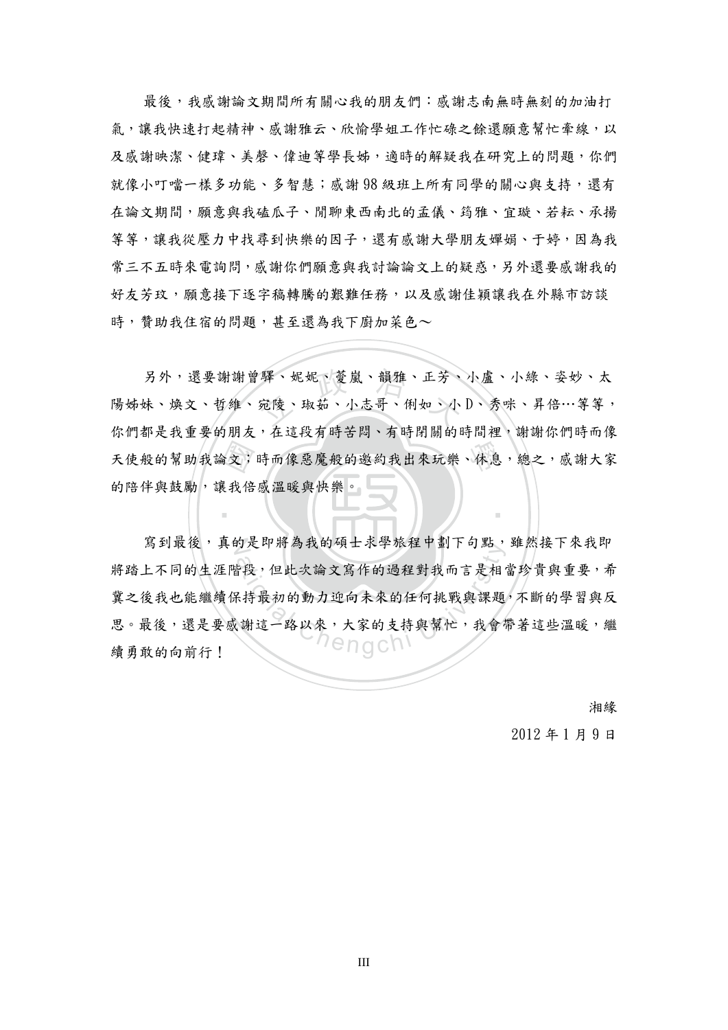最後，我感謝論文期間所有關心我的朋友們：感謝志南無時無刻的加油打氣，讓我快速打起精神、感謝雅云、欣愉學姐工作忙碌之餘還願意幫忙牽線，以及感謝映潔、健瑋、美磬、偉迪等學長姊，適時的解疑我在研究上的問題，你們就像小叮噹一樣多功能、多智慧；感謝 98 級班上所有同學的關心與支持，還有在論文期間，願意與我磕瓜子、閒聊東西南北的孟儀、�londen雅、宜璇、若耘、承揚等等，讓我從壓力中找尋到快樂的因子，還有感謝大學朋友嬋娟、于婷，因為我常三不五時來電詢問，感謝你們願意與我討論論文上的疑惑，另外還要感謝我的好友芳玟，願意接下逐字稿轉騰的艱難任務，以及感謝佳穎讓我在外縣市訪談時，贊助我住宿的問題，甚至還為我下廚加菜色～

另外，還要謝謝曾驛、妮妮、蔓嵐、韻雅、正芳、小盧、小綠、姿妙、太陽姊妹、煥文、哲維、宛陵、琡茹、小志哥、俐如、小 D、秀咪、昇倍…等等，你們都是我重要的朋友，在這段有時苦悶、有時閉關的時間裡，謝謝你們時而像天使般的幫助我論文；時而像惡魔般的邀約我出來玩樂、休息，總之，感謝大家的陪伴與鼓勵，讓我倍感溫暖與快樂。

寫到最後，真的是即將為我的碩士求學旅程中劃下句點，雖然接下來我即將踏上不同的生涯階段，但此次論文寫作的過程對我而言是相當珍貴與重要，希冀之後我也能繼續保持最初的動力迎向未來的任何挑戰與課題，不斷的學習與反思。最後，還是要感謝這一路以來，大家的支持與幫忙，我會帶著這些溫暖，繼續勇敢的向前行！

湘緣

2012 年 1 月 9 日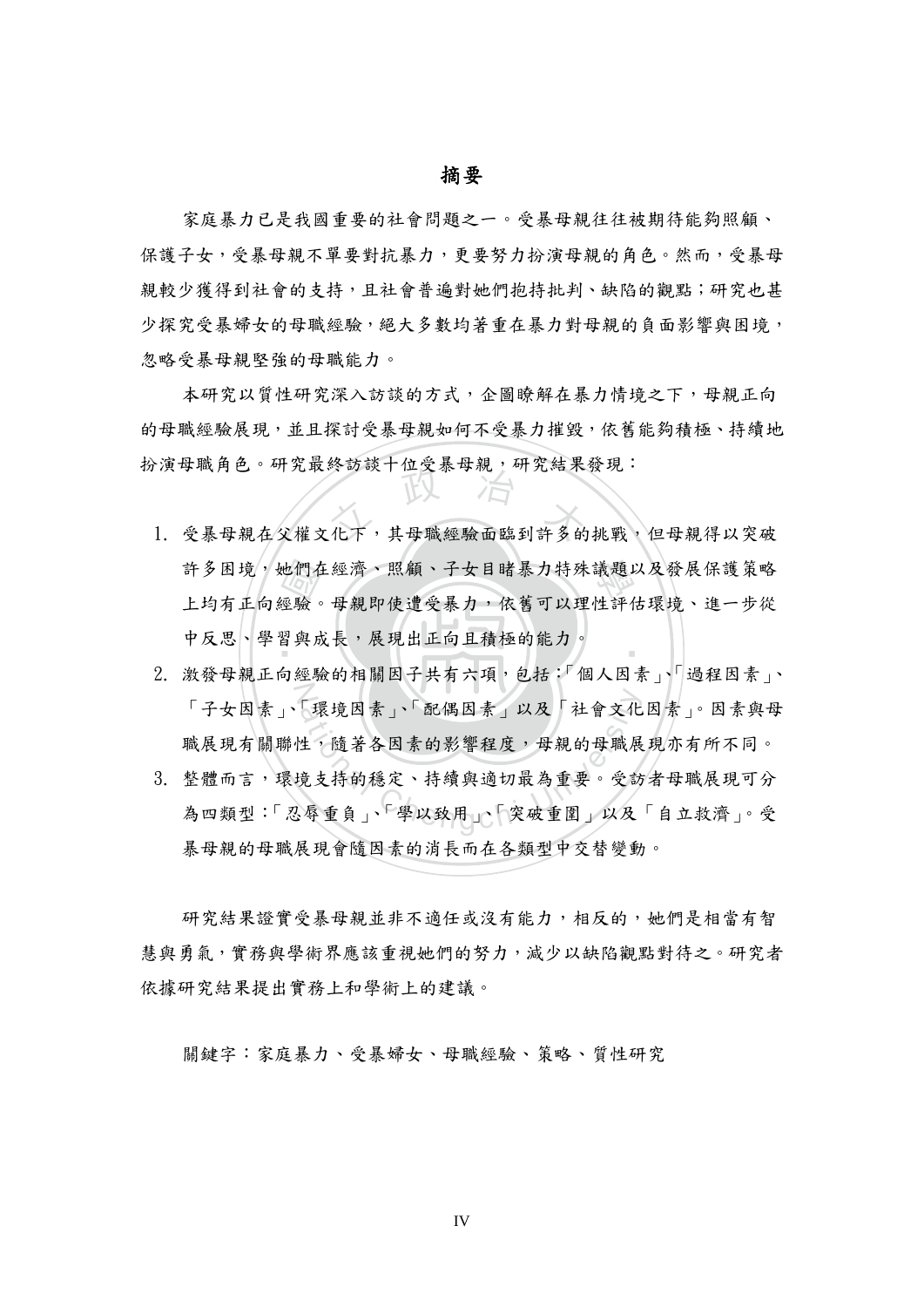# 摘要

家庭暴力已是我國重要的社會問題之一。受暴母親往往被期待能夠照顧、保護子女，受暴母親不單要對抗暴力，更要努力扮演母親的角色。然而，受暴母親較少獲得到社會的支持，且社會普遍對她們抱持批判、缺陷的觀點；研究也甚少探究受暴婦女的母職經驗，絕大多數均著重在暴力對母親的負面影響與困境，忽略受暴母親堅強的母職能力。

本研究以質性研究深入訪談的方式，企圖瞭解在暴力情境之下，母親正向的母職經驗展現，並且探討受暴母親如何不受暴力摧毀，依舊能夠積極、持續地扮演母職角色。研究最終訪談十位受暴母親，研究結果發現：

1. 受暴母親在父權文化下，其母職經驗面臨到許多的挑戰，但母親得以突破許多困境，她們在經濟、照顧、子女目睹暴力特殊議題以及發展保護策略上均有正向經驗。母親即使遭受暴力，依舊可以理性評估環境、進一步從中反思、學習與成長，展現出正向且積極的能力。
2. 激發母親正向經驗的相關因子共有六項，包括：「個人因素」、「過程因素」、「子女因素」、「環境因素」、「配偶因素」以及「社會文化因素」。因素與母職展現有關聯性，隨著各因素的影響程度，母親的母職展現亦有所不同。
3. 整體而言，環境支持的穩定、持續與適切最為重要。受訪者母職展現可分為四類型：「忍辱重負」、「學以致用」、「突破重圍」以及「自立救濟」。受暴母親的母職展現會隨因素的消長而在各類型中交替變動。

研究結果證實受暴母親並非不適任或沒有能力，相反的，她們是相當有智慧與勇氣，實務與學術界應該重視她們的努力，減少以缺陷觀點對待之。研究者依據研究結果提出實務上和學術上的建議。

關鍵字：家庭暴力、受暴婦女、母職經驗、策略、質性研究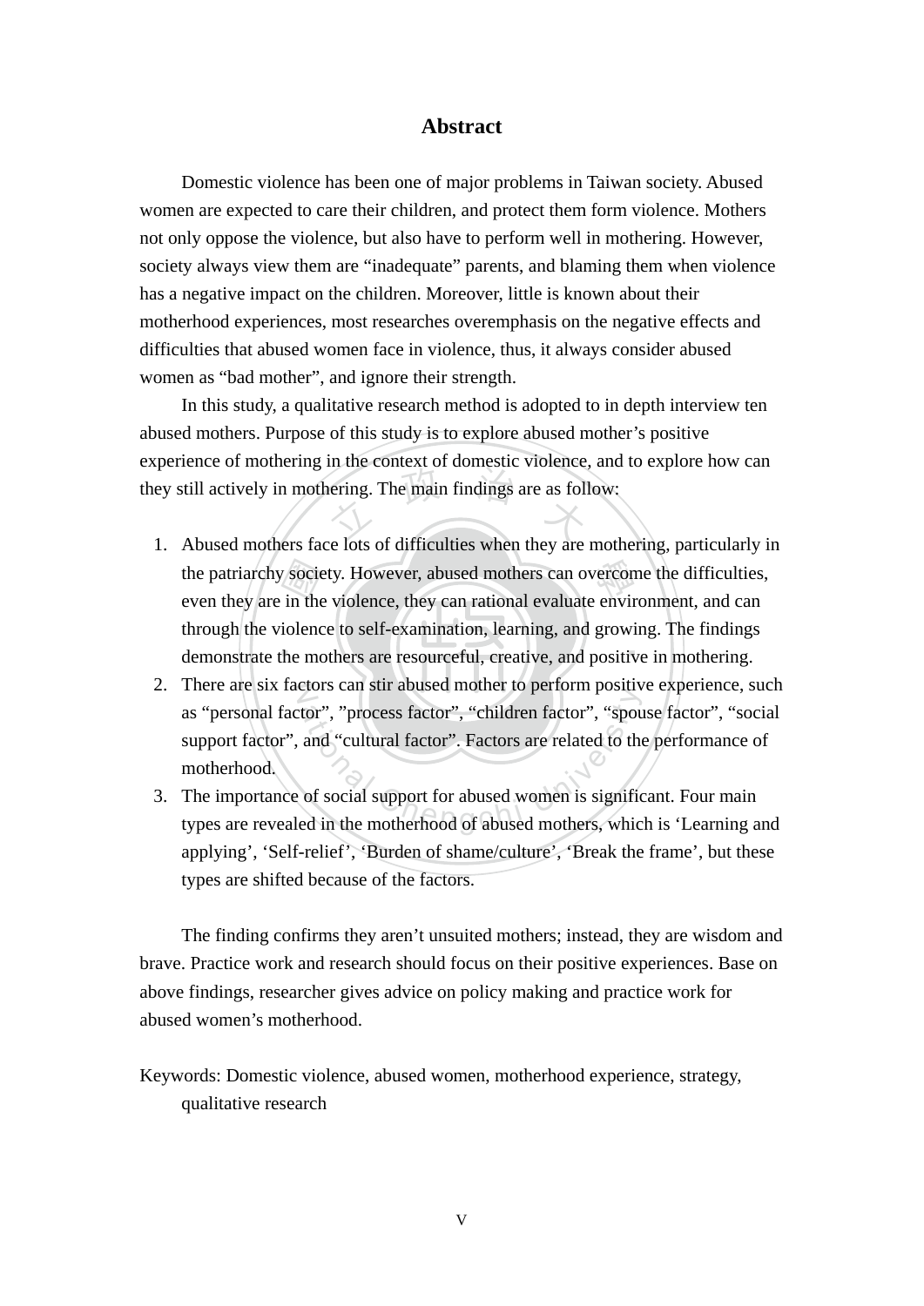# Abstract

Domestic violence has been one of major problems in Taiwan society. Abused women are expected to care their children, and protect them form violence. Mothers not only oppose the violence, but also have to perform well in mothering. However, society always view them are "inadequate" parents, and blaming them when violence has a negative impact on the children. Moreover, little is known about their motherhood experiences, most researches overemphasis on the negative effects and difficulties that abused women face in violence, thus, it always consider abused women as "bad mother", and ignore their strength.

In this study, a qualitative research method is adopted to in depth interview ten abused mothers. Purpose of this study is to explore abused mother's positive experience of mothering in the context of domestic violence, and to explore how can they still actively in mothering. The main findings are as follow:

1. Abused mothers face lots of difficulties when they are mothering, particularly in the patriarchy society. However, abused mothers can overcome the difficulties, even they are in the violence, they can rational evaluate environment, and can through the violence to self-examination, learning, and growing. The findings demonstrate the mothers are resourceful, creative, and positive in mothering.
2. There are six factors can stir abused mother to perform positive experience, such as "personal factor", "process factor", "children factor", "spouse factor", "social support factor", and "cultural factor". Factors are related to the performance of motherhood.
3. The importance of social support for abused women is significant. Four main types are revealed in the motherhood of abused mothers, which is 'Learning and applying', 'Self-relief', 'Burden of shame/culture', 'Break the frame', but these types are shifted because of the factors.

The finding confirms they aren't unsuited mothers; instead, they are wisdom and brave. Practice work and research should focus on their positive experiences. Base on above findings, researcher gives advice on policy making and practice work for abused women's motherhood.

Keywords: Domestic violence, abused women, motherhood experience, strategy, qualitative research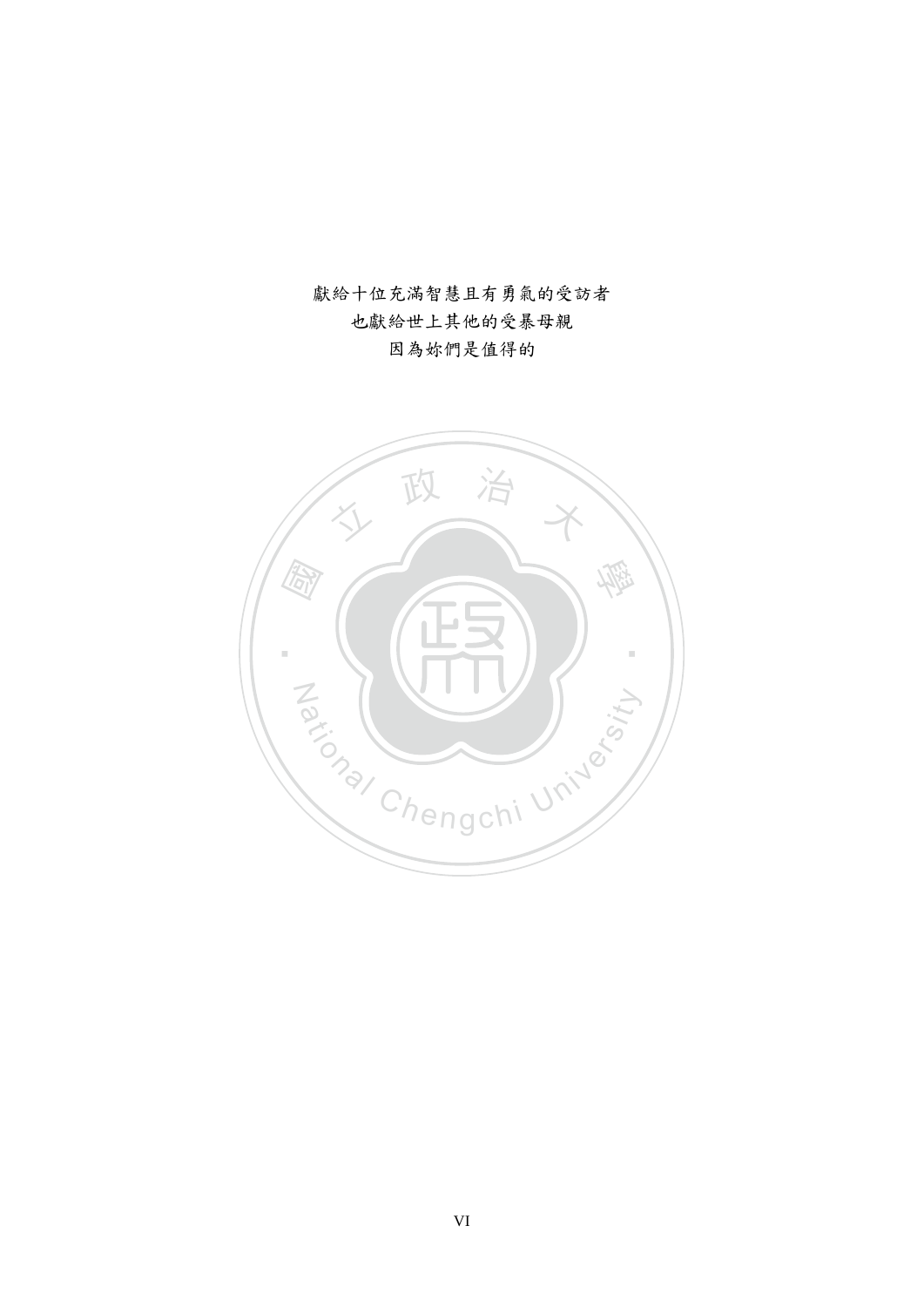獻給十位充滿智慧且有勇氣的受訪者

也獻給世上其他的受暴母親

因為妳們是值得的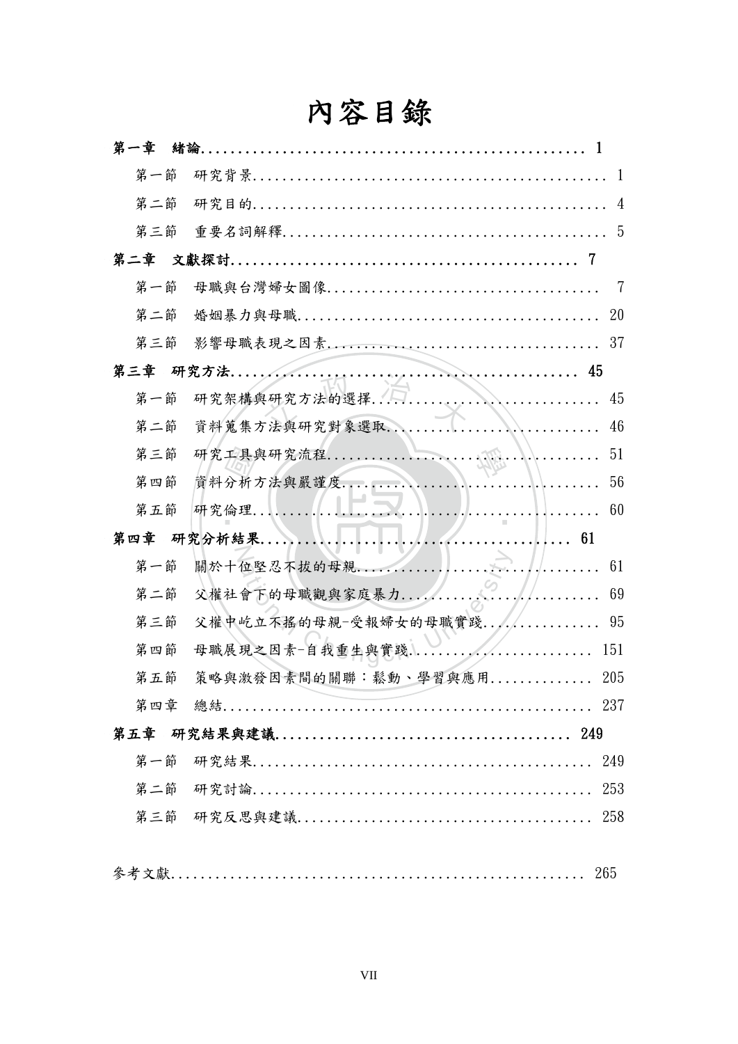# 內容目錄

**第一章 緒論** ..................................................... 1

第一節 研究背景 ..................................................... 1

第二節 研究目的 ..................................................... 4

第三節 重要名詞解釋 ..................................................... 5

**第二章 文獻探討** ..................................................... 7

第一節 母職與台灣婦女圖像 ..................................................... 7

第二節 婚姻暴力與母職 ..................................................... 20

第三節 影響母職表現之因素 ..................................................... 37

**第三章 研究方法** ..................................................... 45

第一節 研究架構與研究方法的選擇 ..................................................... 45

第二節 資料蒐集方法與研究對象選取 ..................................................... 46

第三節 研究工具與研究流程 ..................................................... 51

第四節 資料分析方法與嚴謹度 ..................................................... 56

第五節 研究倫理 ..................................................... 60

**第四章 研究分析結果** ..................................................... 61

第一節 關於十位堅忍不拔的母親 ..................................................... 61

第二節 父權社會下的母職觀與家庭暴力 ..................................................... 69

第三節 父權中屹立不搖的母親-受報婦女的母職實踐 ..................................................... 95

第四節 母職展現之因素-自我重生與實踐 ..................................................... 151

第五節 策略與激發因素間的關聯：鬆動、學習與應用 ..................................................... 205

第四章 總結 ..................................................... 237

**第五章 研究結果與建議** ..................................................... 249

第一節 研究結果 ..................................................... 249

第二節 研究討論 ..................................................... 253

第三節 研究反思與建議 ..................................................... 258

參考文獻 ..................................................... 265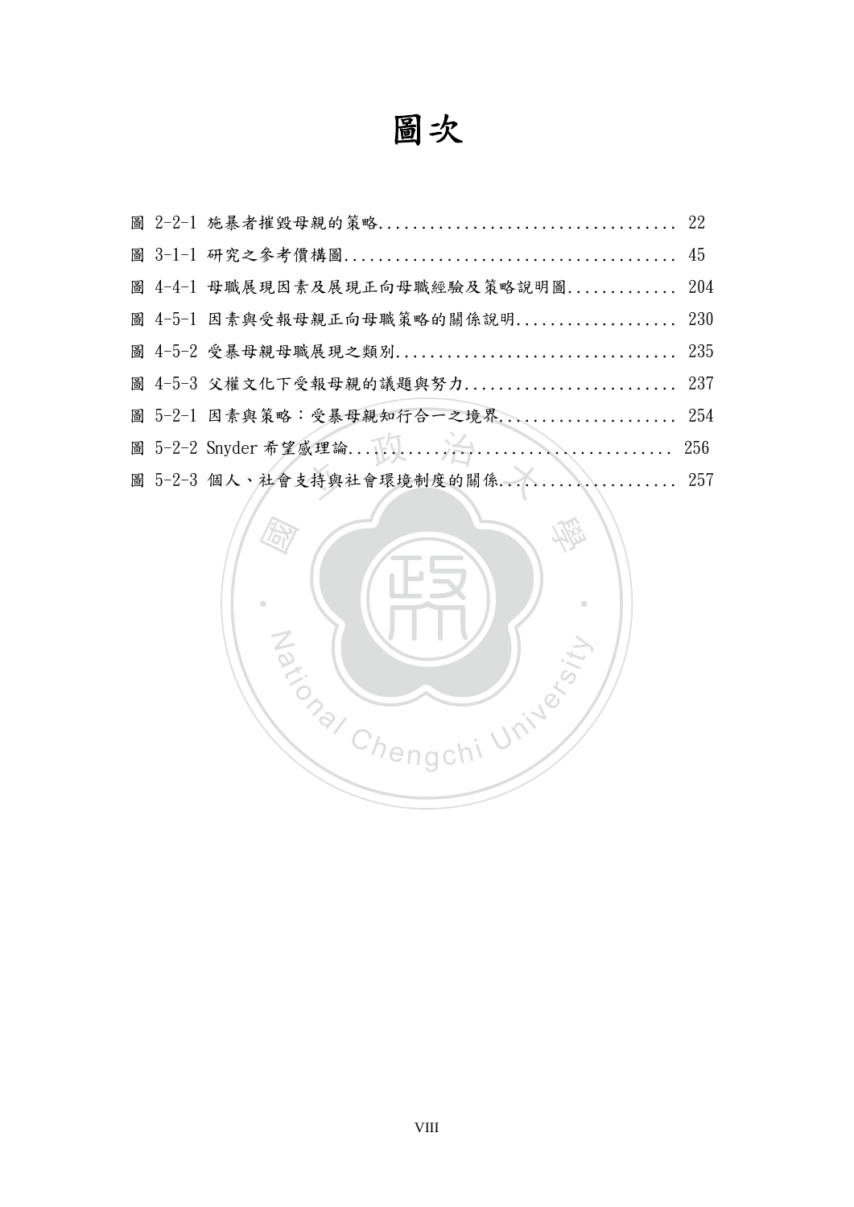# 圖次

圖 2-2-1 施暴者摧毀母親的策略................................... 22

圖 3-1-1 研究之參考價構圖....................................... 45

圖 4-4-1 母職展現因素及展現正向母職經驗及策略說明圖............. 204

圖 4-5-1 因素與受報母親正向母職策略的關係說明................... 230

圖 4-5-2 受暴母親母職展現之類別................................. 235

圖 4-5-3 父權文化下受報母親的議題與努力......................... 237

圖 5-2-1 因素與策略：受暴母親知行合一之境界..................... 254

圖 5-2-2 Snyder 希望感理論...................................... 256

圖 5-2-3 個人、社會支持與社會環境制度的關係..................... 257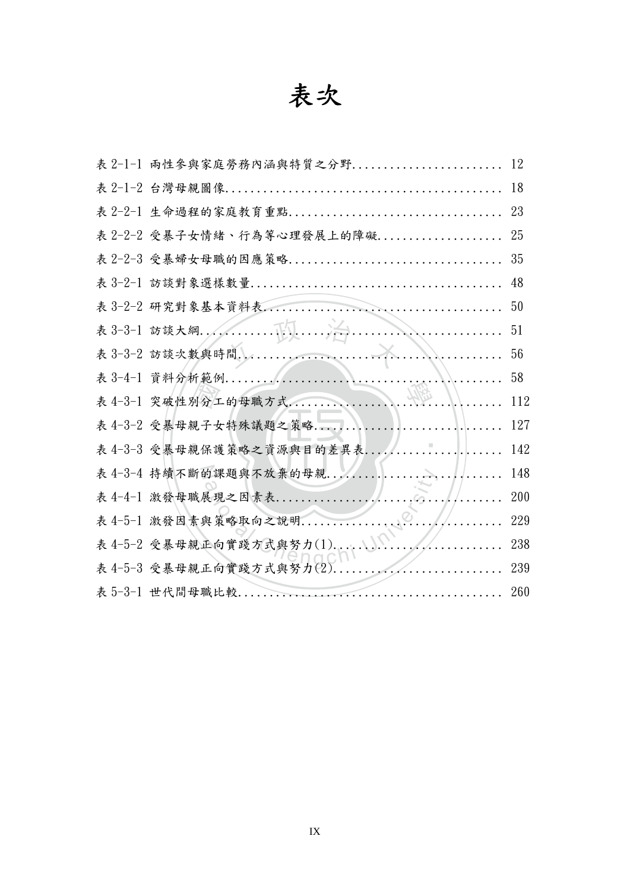# 表次

表 2-1-1 兩性參與家庭勞務內涵與特質之分野........................ 12
表 2-1-2 台灣母親圖像............................................ 18
表 2-2-1 生命過程的家庭教育重點.................................. 23
表 2-2-2 受暴子女情緒、行為等心理發展上的障礙.................... 25
表 2-2-3 受暴婦女母職的因應策略.................................. 35
表 3-2-1 訪談對象選樣數量........................................ 48
表 3-2-2 研究對象基本資料表...................................... 50
表 3-3-1 訪談大綱................................................ 51
表 3-3-2 訪談次數與時間.......................................... 56
表 3-4-1 資料分析範例............................................ 58
表 4-3-1 突破性別分工的母職方式.................................. 112
表 4-3-2 受暴母親子女特殊議題之策略.............................. 127
表 4-3-3 受暴母親保護策略之資源與目的差異表...................... 142
表 4-3-4 持續不斷的課題與不放棄的母親............................ 148
表 4-4-1 激發母職展現之因素表.................................... 200
表 4-5-1 激發因素與策略取向之說明................................ 229
表 4-5-2 受暴母親正向實踐方式與努力(1)........................... 238
表 4-5-3 受暴母親正向實踐方式與努力(2)........................... 239
表 5-3-1 世代間母職比較.......................................... 260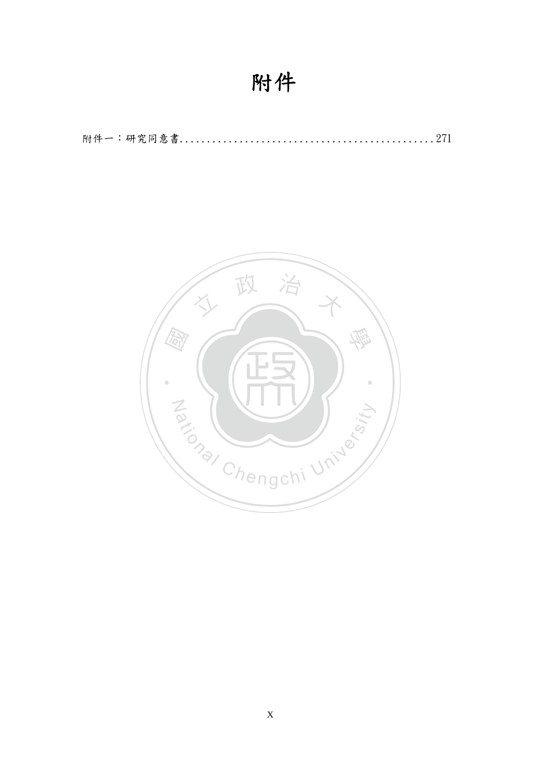# 附件

附件一：研究同意書..................................................271